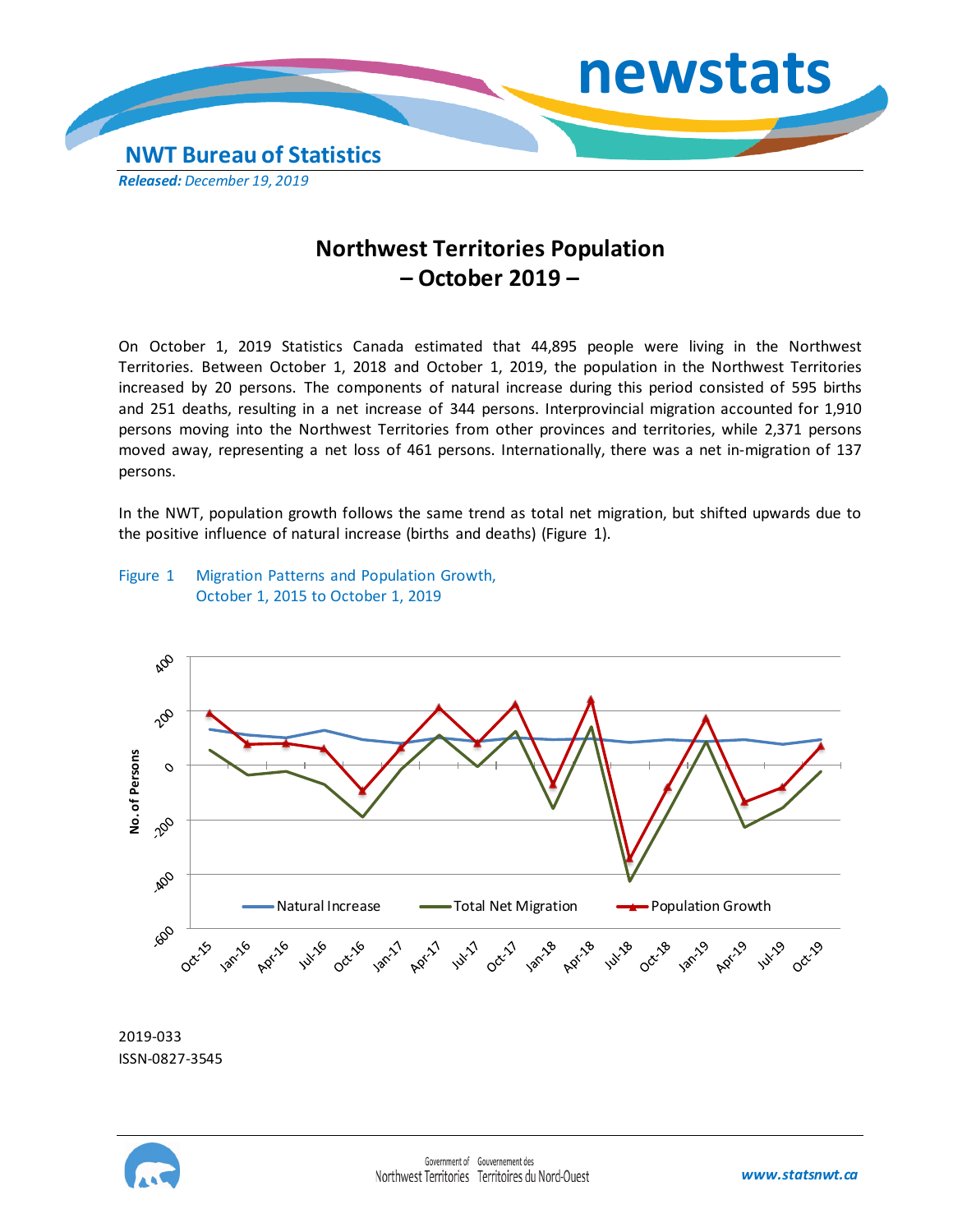newstats

NWT Bureau of Statistics

***Released:** December 19, 2019*

# Northwest Territories Population
# – October 2019 –

On October 1, 2019 Statistics Canada estimated that 44,895 people were living in the Northwest Territories. Between October 1, 2018 and October 1, 2019, the population in the Northwest Territories increased by 20 persons. The components of natural increase during this period consisted of 595 births and 251 deaths, resulting in a net increase of 344 persons. Interprovincial migration accounted for 1,910 persons moving into the Northwest Territories from other provinces and territories, while 2,371 persons moved away, representing a net loss of 461 persons. Internationally, there was a net in-migration of 137 persons.

In the NWT, population growth follows the same trend as total net migration, but shifted upwards due to the positive influence of natural increase (births and deaths) (Figure 1).

Figure 1 Migration Patterns and Population Growth, October 1, 2015 to October 1, 2019

No. of Persons

400
200
0
-200
-400
-600

Oct-15
Jan-16
Apr-16
Jul-16
Oct-16
Jan-17
Apr-17
Jul-17
Oct-17
Jan-18
Apr-18
Jul-18
Oct-18
Jan-19
Apr-19
Jul-19
Oct-19

Natural Increase
Total Net Migration
Population Growth

2019-033
ISSN-0827-3545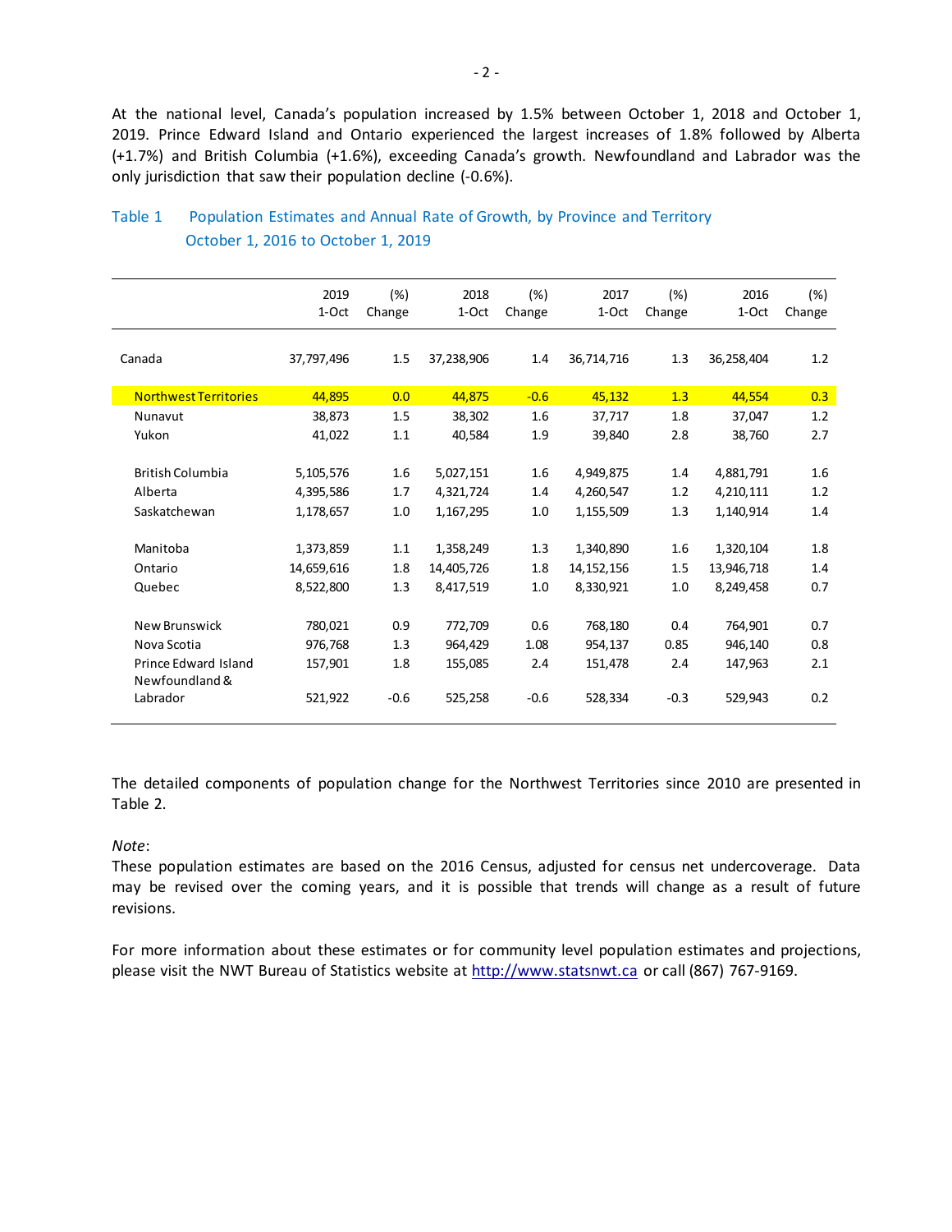At the national level, Canada's population increased by 1.5% between October 1, 2018 and October 1, 2019. Prince Edward Island and Ontario experienced the largest increases of 1.8% followed by Alberta (+1.7%) and British Columbia (+1.6%), exceeding Canada's growth. Newfoundland and Labrador was the only jurisdiction that saw their population decline (-0.6%).

Table 1 Population Estimates and Annual Rate of Growth, by Province and Territory
October 1, 2016 to October 1, 2019

| | 2019 1-Oct | (%) Change | 2018 1-Oct | (%) Change | 2017 1-Oct | (%) Change | 2016 1-Oct | (%) Change |
|---|---|---|---|---|---|---|---|---|
| Canada | 37,797,496 | 1.5 | 37,238,906 | 1.4 | 36,714,716 | 1.3 | 36,258,404 | 1.2 |
| Northwest Territories | 44,895 | 0.0 | 44,875 | -0.6 | 45,132 | 1.3 | 44,554 | 0.3 |
| Nunavut | 38,873 | 1.5 | 38,302 | 1.6 | 37,717 | 1.8 | 37,047 | 1.2 |
| Yukon | 41,022 | 1.1 | 40,584 | 1.9 | 39,840 | 2.8 | 38,760 | 2.7 |
| British Columbia | 5,105,576 | 1.6 | 5,027,151 | 1.6 | 4,949,875 | 1.4 | 4,881,791 | 1.6 |
| Alberta | 4,395,586 | 1.7 | 4,321,724 | 1.4 | 4,260,547 | 1.2 | 4,210,111 | 1.2 |
| Saskatchewan | 1,178,657 | 1.0 | 1,167,295 | 1.0 | 1,155,509 | 1.3 | 1,140,914 | 1.4 |
| Manitoba | 1,373,859 | 1.1 | 1,358,249 | 1.3 | 1,340,890 | 1.6 | 1,320,104 | 1.8 |
| Ontario | 14,659,616 | 1.8 | 14,405,726 | 1.8 | 14,152,156 | 1.5 | 13,946,718 | 1.4 |
| Quebec | 8,522,800 | 1.3 | 8,417,519 | 1.0 | 8,330,921 | 1.0 | 8,249,458 | 0.7 |
| New Brunswick | 780,021 | 0.9 | 772,709 | 0.6 | 768,180 | 0.4 | 764,901 | 0.7 |
| Nova Scotia | 976,768 | 1.3 | 964,429 | 1.08 | 954,137 | 0.85 | 946,140 | 0.8 |
| Prince Edward Island | 157,901 | 1.8 | 155,085 | 2.4 | 151,478 | 2.4 | 147,963 | 2.1 |
| Newfoundland & Labrador | 521,922 | -0.6 | 525,258 | -0.6 | 528,334 | -0.3 | 529,943 | 0.2 |

The detailed components of population change for the Northwest Territories since 2010 are presented in Table 2.

*Note*:
These population estimates are based on the 2016 Census, adjusted for census net undercoverage. Data may be revised over the coming years, and it is possible that trends will change as a result of future revisions.

For more information about these estimates or for community level population estimates and projections, please visit the NWT Bureau of Statistics website at http://www.statsnwt.ca or call (867) 767-9169.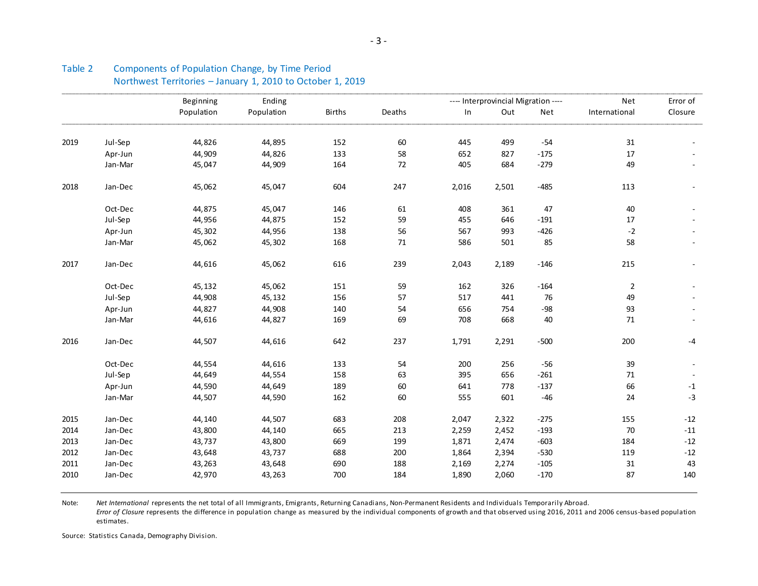## Table 2 Components of Population Change, by Time Period
### Northwest Territories – January 1, 2010 to October 1, 2019

| | | Beginning Population | Ending Population | Births | Deaths | ---- Interprovincial Migration ---- In | Out | Net | Net International | Error of Closure |
|---|---|---|---|---|---|---|---|---|---|---|
| 2019 | Jul-Sep | 44,826 | 44,895 | 152 | 60 | 445 | 499 | -54 | 31 | - |
| | Apr-Jun | 44,909 | 44,826 | 133 | 58 | 652 | 827 | -175 | 17 | - |
| | Jan-Mar | 45,047 | 44,909 | 164 | 72 | 405 | 684 | -279 | 49 | - |
| 2018 | Jan-Dec | 45,062 | 45,047 | 604 | 247 | 2,016 | 2,501 | -485 | 113 | - |
| | Oct-Dec | 44,875 | 45,047 | 146 | 61 | 408 | 361 | 47 | 40 | - |
| | Jul-Sep | 44,956 | 44,875 | 152 | 59 | 455 | 646 | -191 | 17 | - |
| | Apr-Jun | 45,302 | 44,956 | 138 | 56 | 567 | 993 | -426 | -2 | - |
| | Jan-Mar | 45,062 | 45,302 | 168 | 71 | 586 | 501 | 85 | 58 | - |
| 2017 | Jan-Dec | 44,616 | 45,062 | 616 | 239 | 2,043 | 2,189 | -146 | 215 | - |
| | Oct-Dec | 45,132 | 45,062 | 151 | 59 | 162 | 326 | -164 | 2 | - |
| | Jul-Sep | 44,908 | 45,132 | 156 | 57 | 517 | 441 | 76 | 49 | - |
| | Apr-Jun | 44,827 | 44,908 | 140 | 54 | 656 | 754 | -98 | 93 | - |
| | Jan-Mar | 44,616 | 44,827 | 169 | 69 | 708 | 668 | 40 | 71 | - |
| 2016 | Jan-Dec | 44,507 | 44,616 | 642 | 237 | 1,791 | 2,291 | -500 | 200 | -4 |
| | Oct-Dec | 44,554 | 44,616 | 133 | 54 | 200 | 256 | -56 | 39 | - |
| | Jul-Sep | 44,649 | 44,554 | 158 | 63 | 395 | 656 | -261 | 71 | - |
| | Apr-Jun | 44,590 | 44,649 | 189 | 60 | 641 | 778 | -137 | 66 | -1 |
| | Jan-Mar | 44,507 | 44,590 | 162 | 60 | 555 | 601 | -46 | 24 | -3 |
| 2015 | Jan-Dec | 44,140 | 44,507 | 683 | 208 | 2,047 | 2,322 | -275 | 155 | -12 |
| 2014 | Jan-Dec | 43,800 | 44,140 | 665 | 213 | 2,259 | 2,452 | -193 | 70 | -11 |
| 2013 | Jan-Dec | 43,737 | 43,800 | 669 | 199 | 1,871 | 2,474 | -603 | 184 | -12 |
| 2012 | Jan-Dec | 43,648 | 43,737 | 688 | 200 | 1,864 | 2,394 | -530 | 119 | -12 |
| 2011 | Jan-Dec | 43,263 | 43,648 | 690 | 188 | 2,169 | 2,274 | -105 | 31 | 43 |
| 2010 | Jan-Dec | 42,970 | 43,263 | 700 | 184 | 1,890 | 2,060 | -170 | 87 | 140 |

Note: *Net International* represents the net total of all Immigrants, Emigrants, Returning Canadians, Non-Permanent Residents and Individuals Temporarily Abroad.
*Error of Closure* represents the difference in population change as measured by the individual components of growth and that observed using 2016, 2011 and 2006 census-based population estimates.

Source: Statistics Canada, Demography Division.